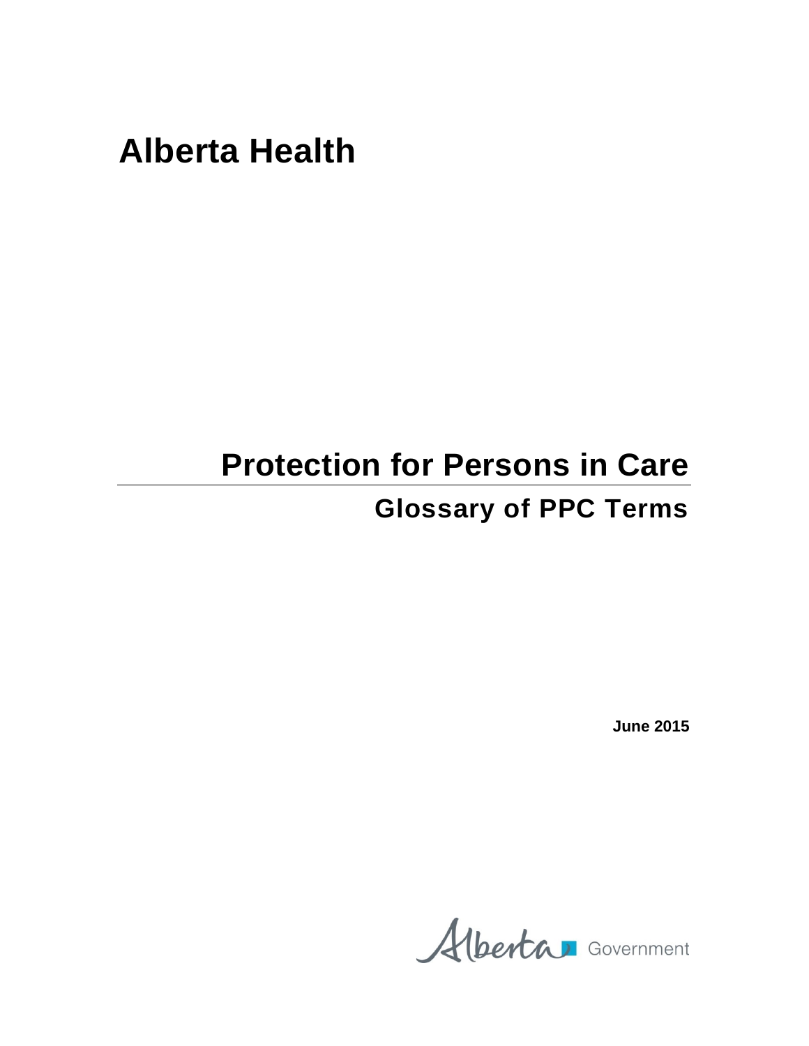# Alberta Health

## Protection for Persons in Care

### Glossary of PPC Terms

**June 2015**

Alberta Government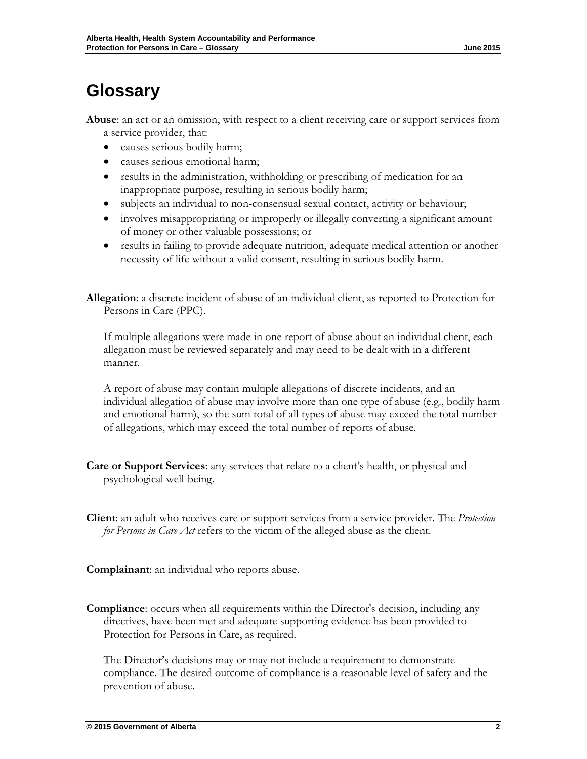# Glossary

**Abuse**: an act or an omission, with respect to a client receiving care or support services from a service provider, that:

- causes serious bodily harm;
- causes serious emotional harm;
- results in the administration, withholding or prescribing of medication for an inappropriate purpose, resulting in serious bodily harm;
- subjects an individual to non-consensual sexual contact, activity or behaviour;
- involves misappropriating or improperly or illegally converting a significant amount of money or other valuable possessions; or
- results in failing to provide adequate nutrition, adequate medical attention or another necessity of life without a valid consent, resulting in serious bodily harm.

**Allegation**: a discrete incident of abuse of an individual client, as reported to Protection for Persons in Care (PPC).

If multiple allegations were made in one report of abuse about an individual client, each allegation must be reviewed separately and may need to be dealt with in a different manner.

A report of abuse may contain multiple allegations of discrete incidents, and an individual allegation of abuse may involve more than one type of abuse (e.g., bodily harm and emotional harm), so the sum total of all types of abuse may exceed the total number of allegations, which may exceed the total number of reports of abuse.

**Care or Support Services**: any services that relate to a client's health, or physical and psychological well-being.

**Client**: an adult who receives care or support services from a service provider. The *Protection for Persons in Care Act* refers to the victim of the alleged abuse as the client.

**Complainant**: an individual who reports abuse.

**Compliance**: occurs when all requirements within the Director's decision, including any directives, have been met and adequate supporting evidence has been provided to Protection for Persons in Care, as required.

The Director's decisions may or may not include a requirement to demonstrate compliance. The desired outcome of compliance is a reasonable level of safety and the prevention of abuse.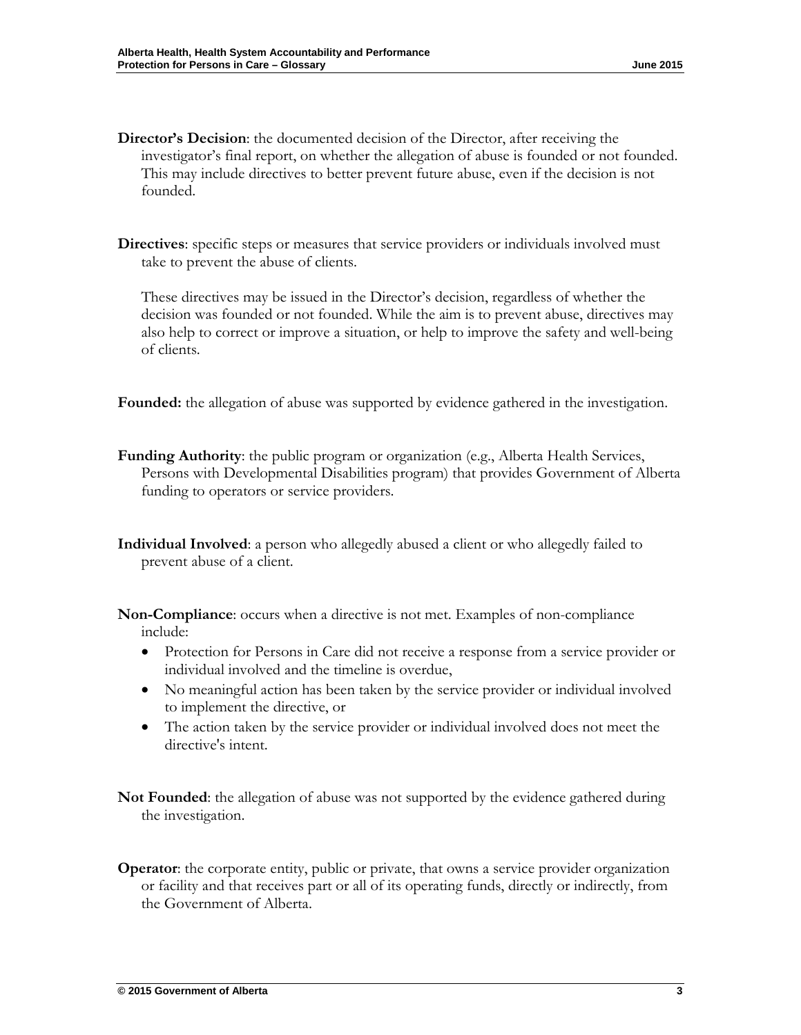**Director's Decision**: the documented decision of the Director, after receiving the investigator's final report, on whether the allegation of abuse is founded or not founded. This may include directives to better prevent future abuse, even if the decision is not founded.

**Directives**: specific steps or measures that service providers or individuals involved must take to prevent the abuse of clients.

These directives may be issued in the Director's decision, regardless of whether the decision was founded or not founded. While the aim is to prevent abuse, directives may also help to correct or improve a situation, or help to improve the safety and well-being of clients.

**Founded:** the allegation of abuse was supported by evidence gathered in the investigation.

**Funding Authority**: the public program or organization (e.g., Alberta Health Services, Persons with Developmental Disabilities program) that provides Government of Alberta funding to operators or service providers.

**Individual Involved**: a person who allegedly abused a client or who allegedly failed to prevent abuse of a client.

**Non-Compliance**: occurs when a directive is not met. Examples of non-compliance include:

- Protection for Persons in Care did not receive a response from a service provider or individual involved and the timeline is overdue,
- No meaningful action has been taken by the service provider or individual involved to implement the directive, or
- The action taken by the service provider or individual involved does not meet the directive's intent.

**Not Founded**: the allegation of abuse was not supported by the evidence gathered during the investigation.

**Operator**: the corporate entity, public or private, that owns a service provider organization or facility and that receives part or all of its operating funds, directly or indirectly, from the Government of Alberta.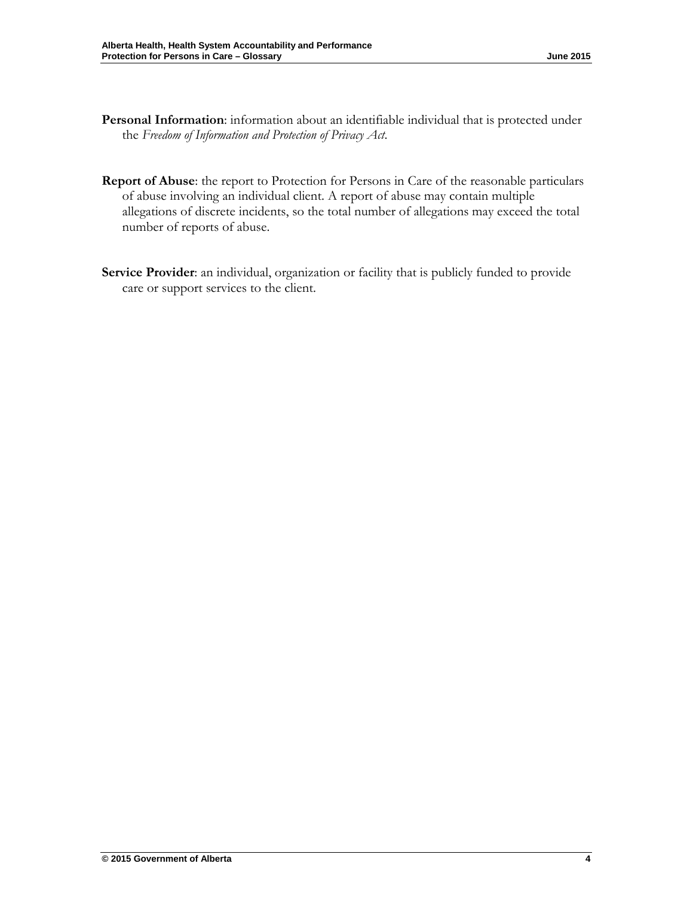**Personal Information**: information about an identifiable individual that is protected under the *Freedom of Information and Protection of Privacy Act*.

**Report of Abuse**: the report to Protection for Persons in Care of the reasonable particulars of abuse involving an individual client. A report of abuse may contain multiple allegations of discrete incidents, so the total number of allegations may exceed the total number of reports of abuse.

**Service Provider**: an individual, organization or facility that is publicly funded to provide care or support services to the client.